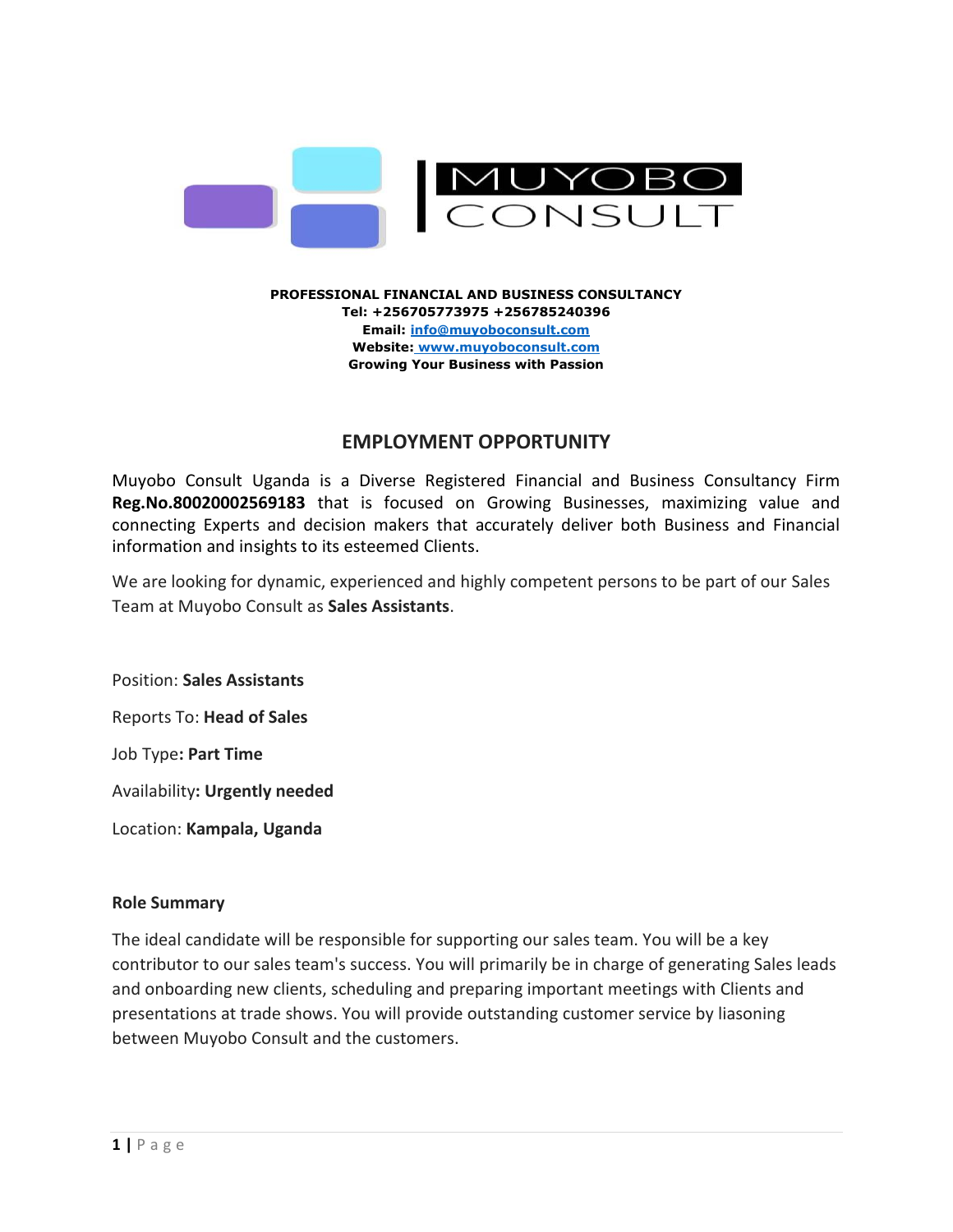**MUYOBO CONSULT**

**PROFESSIONAL FINANCIAL AND BUSINESS CONSULTANCY**
**Tel: +256705773975 +256785240396**
**Email: info@muyoboconsult.com**
**Website: www.muyoboconsult.com**
**Growing Your Business with Passion**

## EMPLOYMENT OPPORTUNITY

Muyobo Consult Uganda is a Diverse Registered Financial and Business Consultancy Firm **Reg.No.80020002569183** that is focused on Growing Businesses, maximizing value and connecting Experts and decision makers that accurately deliver both Business and Financial information and insights to its esteemed Clients.

We are looking for dynamic, experienced and highly competent persons to be part of our Sales Team at Muyobo Consult as **Sales Assistants**.

Position: **Sales Assistants**

Reports To: **Head of Sales**

Job Type**: Part Time**

Availability**: Urgently needed**

Location: **Kampala, Uganda**

**Role Summary**

The ideal candidate will be responsible for supporting our sales team. You will be a key contributor to our sales team's success. You will primarily be in charge of generating Sales leads and onboarding new clients, scheduling and preparing important meetings with Clients and presentations at trade shows. You will provide outstanding customer service by liasoning between Muyobo Consult and the customers.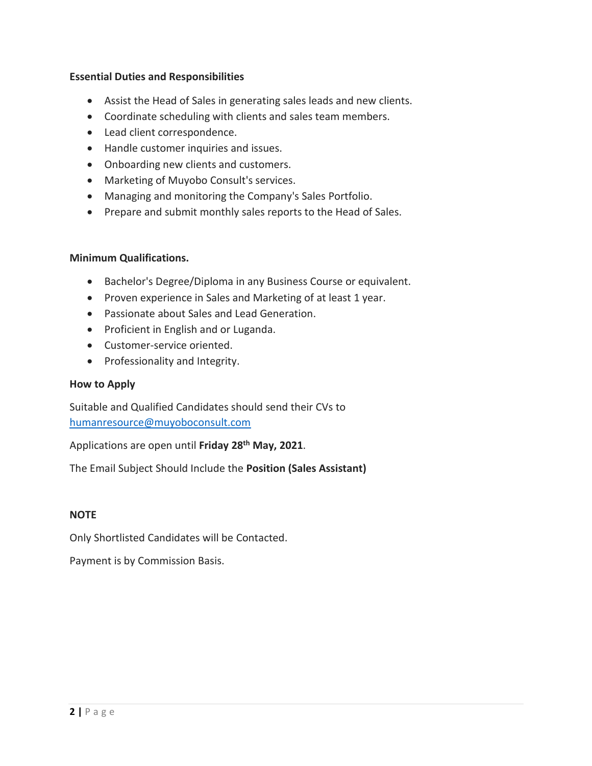**Essential Duties and Responsibilities**

- Assist the Head of Sales in generating sales leads and new clients.
- Coordinate scheduling with clients and sales team members.
- Lead client correspondence.
- Handle customer inquiries and issues.
- Onboarding new clients and customers.
- Marketing of Muyobo Consult's services.
- Managing and monitoring the Company's Sales Portfolio.
- Prepare and submit monthly sales reports to the Head of Sales.

**Minimum Qualifications.**

- Bachelor's Degree/Diploma in any Business Course or equivalent.
- Proven experience in Sales and Marketing of at least 1 year.
- Passionate about Sales and Lead Generation.
- Proficient in English and or Luganda.
- Customer-service oriented.
- Professionality and Integrity.

**How to Apply**

Suitable and Qualified Candidates should send their CVs to humanresource@muyoboconsult.com

Applications are open until **Friday 28th May, 2021**.

The Email Subject Should Include the **Position (Sales Assistant)**

**NOTE**

Only Shortlisted Candidates will be Contacted.

Payment is by Commission Basis.